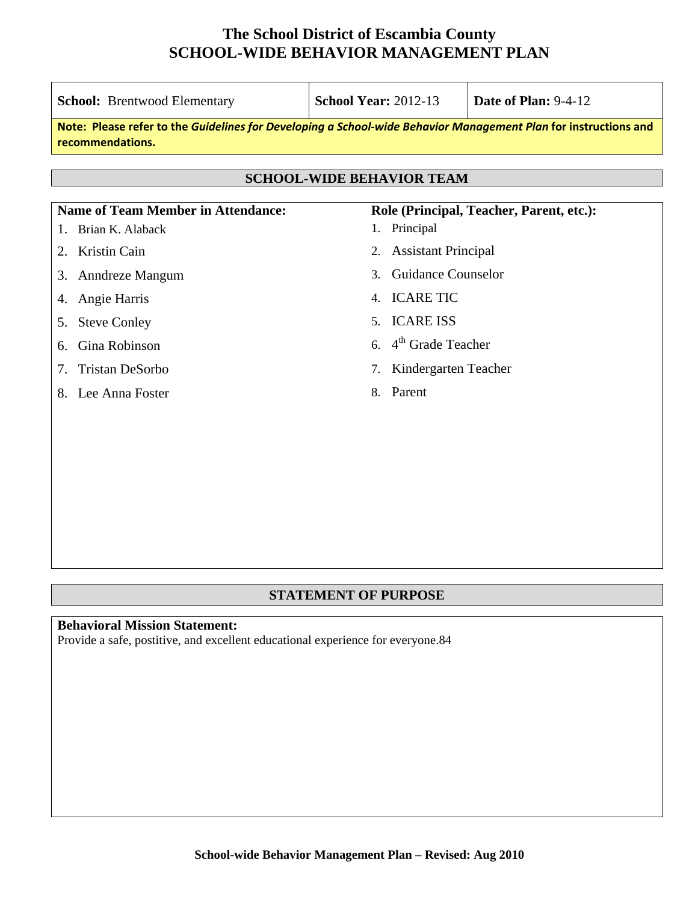# The School District of Escambia County
# SCHOOL-WIDE BEHAVIOR MANAGEMENT PLAN

| **School:** Brentwood Elementary | **School Year:** 2012-13 | **Date of Plan:** 9-4-12 |
|---|---|---|

**Note: Please refer to the *Guidelines for Developing a School-wide Behavior Management Plan* for instructions and recommendations.**

## SCHOOL-WIDE BEHAVIOR TEAM

| Name of Team Member in Attendance: | Role (Principal, Teacher, Parent, etc.): |
|---|---|
| 1. Brian K. Alaback | 1. Principal |
| 2. Kristin Cain | 2. Assistant Principal |
| 3. Anndreze Mangum | 3. Guidance Counselor |
| 4. Angie Harris | 4. ICARE TIC |
| 5. Steve Conley | 5. ICARE ISS |
| 6. Gina Robinson | 6. 4th Grade Teacher |
| 7. Tristan DeSorbo | 7. Kindergarten Teacher |
| 8. Lee Anna Foster | 8. Parent |

## STATEMENT OF PURPOSE

**Behavioral Mission Statement:**
Provide a safe, postitive, and excellent educational experience for everyone.84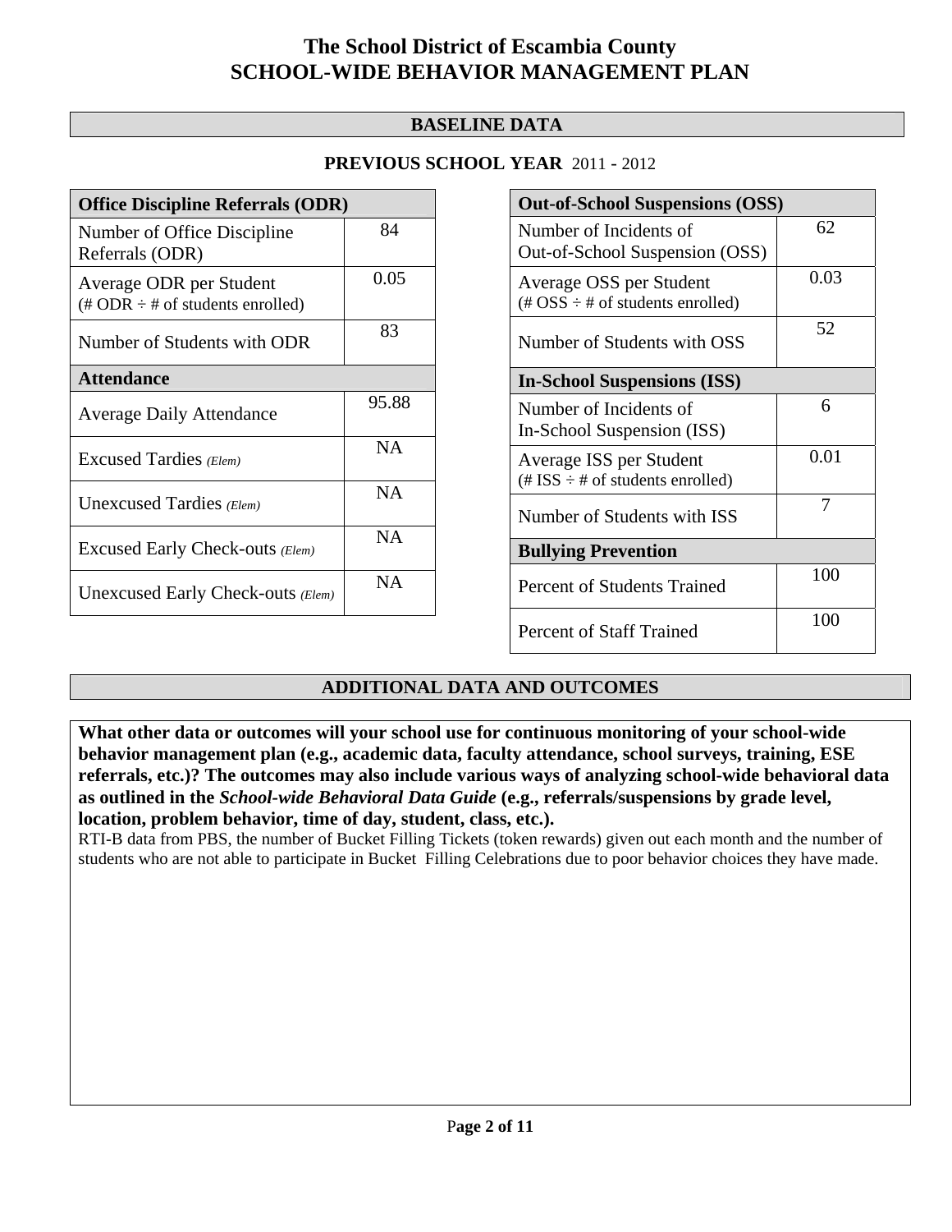# The School District of Escambia County
# SCHOOL-WIDE BEHAVIOR MANAGEMENT PLAN

## BASELINE DATA

### PREVIOUS SCHOOL YEAR 2011 - 2012

| Office Discipline Referrals (ODR) | |
|---|---|
| Number of Office Discipline Referrals (ODR) | 84 |
| Average ODR per Student (# ODR ÷ # of students enrolled) | 0.05 |
| Number of Students with ODR | 83 |
| **Attendance** | |
| Average Daily Attendance | 95.88 |
| Excused Tardies *(Elem)* | NA |
| Unexcused Tardies *(Elem)* | NA |
| Excused Early Check-outs *(Elem)* | NA |
| Unexcused Early Check-outs *(Elem)* | NA |

| Out-of-School Suspensions (OSS) | |
|---|---|
| Number of Incidents of Out-of-School Suspension (OSS) | 62 |
| Average OSS per Student (# OSS ÷ # of students enrolled) | 0.03 |
| Number of Students with OSS | 52 |
| **In-School Suspensions (ISS)** | |
| Number of Incidents of In-School Suspension (ISS) | 6 |
| Average ISS per Student (# ISS ÷ # of students enrolled) | 0.01 |
| Number of Students with ISS | 7 |
| **Bullying Prevention** | |
| Percent of Students Trained | 100 |
| Percent of Staff Trained | 100 |

## ADDITIONAL DATA AND OUTCOMES

**What other data or outcomes will your school use for continuous monitoring of your school-wide behavior management plan (e.g., academic data, faculty attendance, school surveys, training, ESE referrals, etc.)? The outcomes may also include various ways of analyzing school-wide behavioral data as outlined in the *School-wide Behavioral Data Guide* (e.g., referrals/suspensions by grade level, location, problem behavior, time of day, student, class, etc.).**

RTI-B data from PBS, the number of Bucket Filling Tickets (token rewards) given out each month and the number of students who are not able to participate in Bucket Filling Celebrations due to poor behavior choices they have made.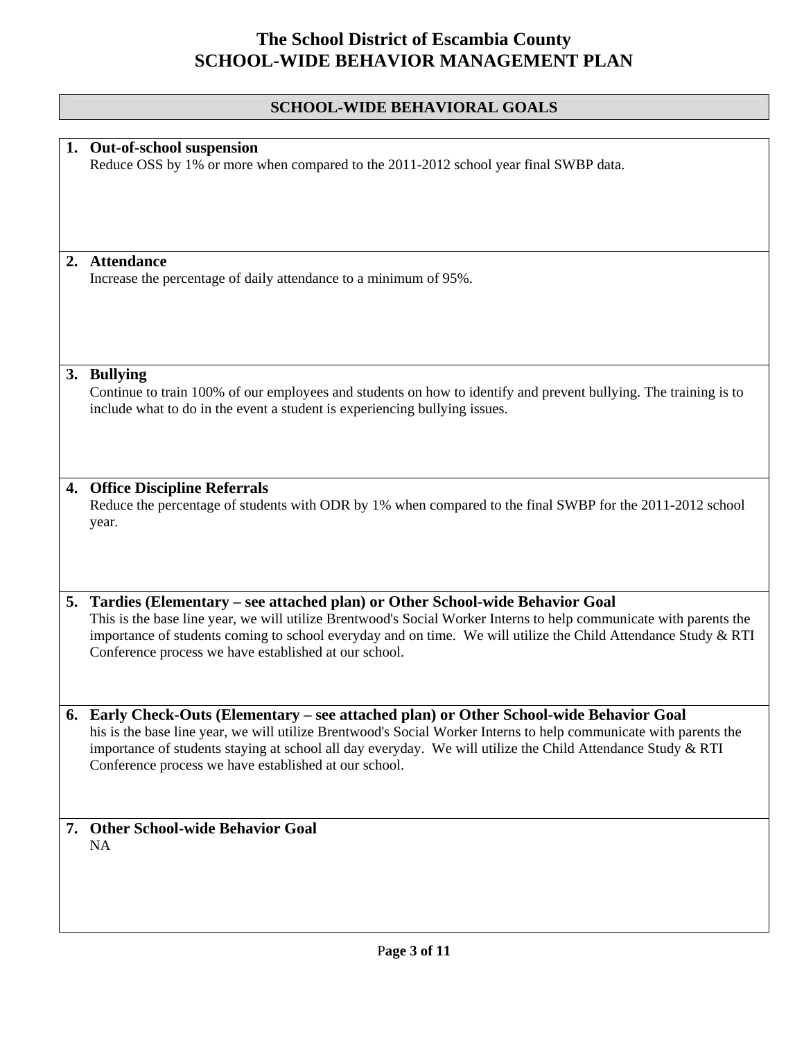# The School District of Escambia County
# SCHOOL-WIDE BEHAVIOR MANAGEMENT PLAN

## SCHOOL-WIDE BEHAVIORAL GOALS

1. **Out-of-school suspension**
   Reduce OSS by 1% or more when compared to the 2011-2012 school year final SWBP data.

2. **Attendance**
   Increase the percentage of daily attendance to a minimum of 95%.

3. **Bullying**
   Continue to train 100% of our employees and students on how to identify and prevent bullying. The training is to include what to do in the event a student is experiencing bullying issues.

4. **Office Discipline Referrals**
   Reduce the percentage of students with ODR by 1% when compared to the final SWBP for the 2011-2012 school year.

5. **Tardies (Elementary – see attached plan) or Other School-wide Behavior Goal**
   This is the base line year, we will utilize Brentwood's Social Worker Interns to help communicate with parents the importance of students coming to school everyday and on time. We will utilize the Child Attendance Study & RTI Conference process we have established at our school.

6. **Early Check-Outs (Elementary – see attached plan) or Other School-wide Behavior Goal**
   his is the base line year, we will utilize Brentwood's Social Worker Interns to help communicate with parents the importance of students staying at school all day everyday. We will utilize the Child Attendance Study & RTI Conference process we have established at our school.

7. **Other School-wide Behavior Goal**
   NA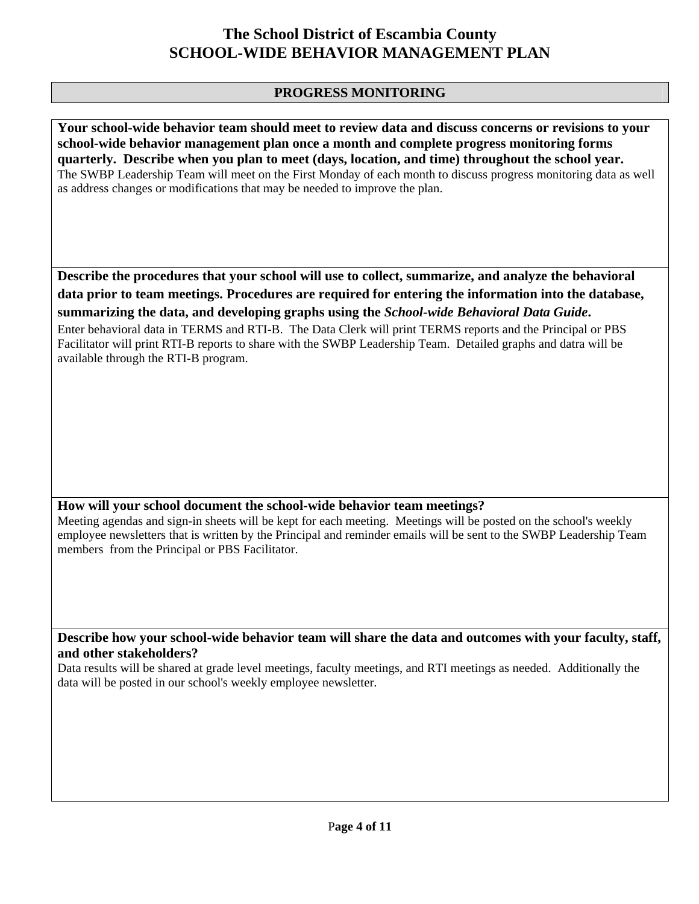# The School District of Escambia County
# SCHOOL-WIDE BEHAVIOR MANAGEMENT PLAN

## PROGRESS MONITORING

**Your school-wide behavior team should meet to review data and discuss concerns or revisions to your school-wide behavior management plan once a month and complete progress monitoring forms quarterly. Describe when you plan to meet (days, location, and time) throughout the school year.**

The SWBP Leadership Team will meet on the First Monday of each month to discuss progress monitoring data as well as address changes or modifications that may be needed to improve the plan.

**Describe the procedures that your school will use to collect, summarize, and analyze the behavioral data prior to team meetings. Procedures are required for entering the information into the database, summarizing the data, and developing graphs using the *School-wide Behavioral Data Guide*.**

Enter behavioral data in TERMS and RTI-B. The Data Clerk will print TERMS reports and the Principal or PBS Facilitator will print RTI-B reports to share with the SWBP Leadership Team. Detailed graphs and datra will be available through the RTI-B program.

**How will your school document the school-wide behavior team meetings?**

Meeting agendas and sign-in sheets will be kept for each meeting. Meetings will be posted on the school's weekly employee newsletters that is written by the Principal and reminder emails will be sent to the SWBP Leadership Team members from the Principal or PBS Facilitator.

**Describe how your school-wide behavior team will share the data and outcomes with your faculty, staff, and other stakeholders?**

Data results will be shared at grade level meetings, faculty meetings, and RTI meetings as needed. Additionally the data will be posted in our school's weekly employee newsletter.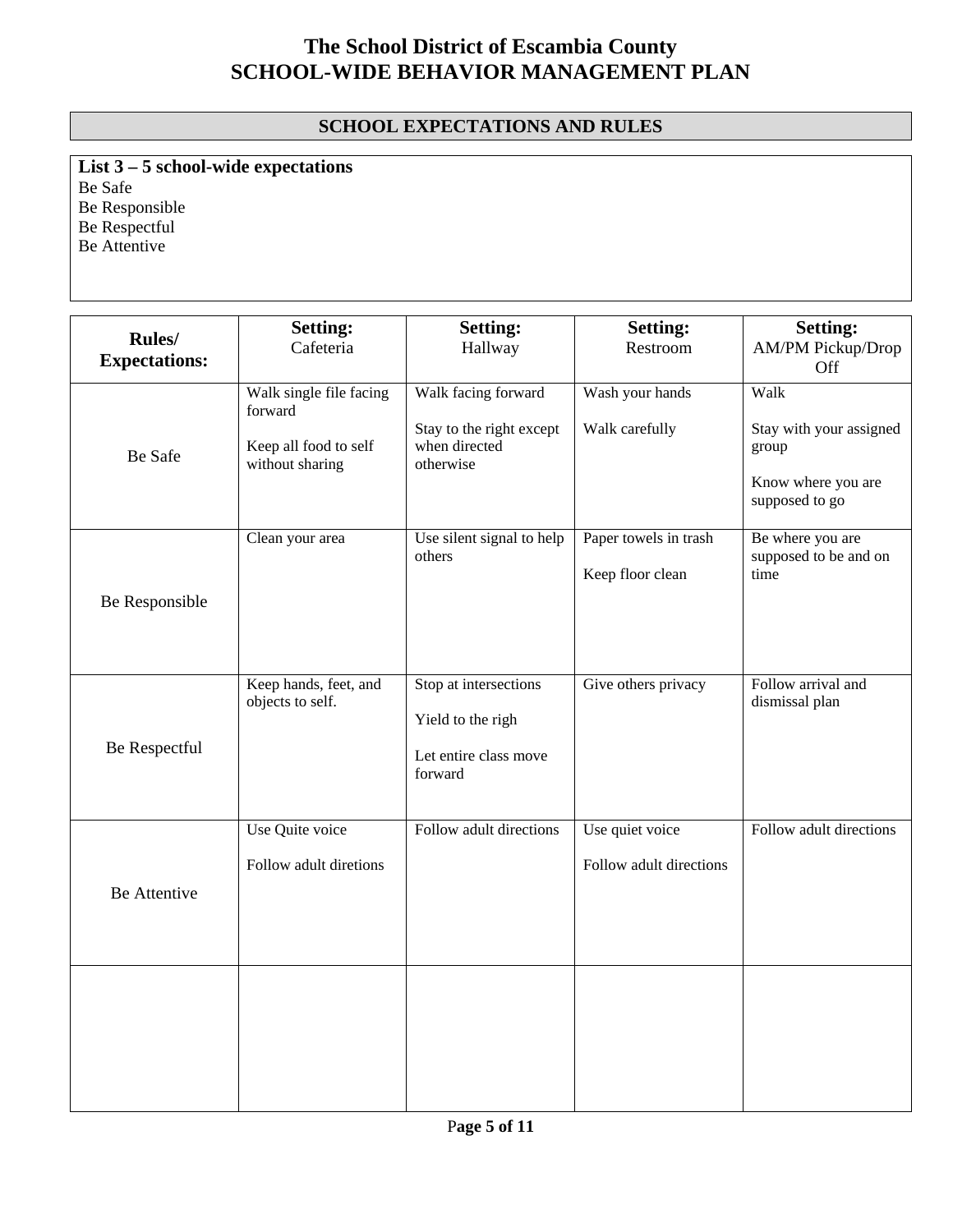# The School District of Escambia County
# SCHOOL-WIDE BEHAVIOR MANAGEMENT PLAN

## SCHOOL EXPECTATIONS AND RULES

**List 3 – 5 school-wide expectations**

Be Safe
Be Responsible
Be Respectful
Be Attentive

| **Rules/ Expectations:** | **Setting:** Cafeteria | **Setting:** Hallway | **Setting:** Restroom | **Setting:** AM/PM Pickup/Drop Off |
|---|---|---|---|---|
| Be Safe | Walk single file facing forward<br><br>Keep all food to self without sharing | Walk facing forward<br><br>Stay to the right except when directed otherwise | Wash your hands<br><br>Walk carefully | Walk<br><br>Stay with your assigned group<br><br>Know where you are supposed to go |
| Be Responsible | Clean your area | Use silent signal to help others | Paper towels in trash<br><br>Keep floor clean | Be where you are supposed to be and on time |
| Be Respectful | Keep hands, feet, and objects to self. | Stop at intersections<br><br>Yield to the righ<br><br>Let entire class move forward | Give others privacy | Follow arrival and dismissal plan |
| Be Attentive | Use Quite voice<br><br>Follow adult diretions | Follow adult directions | Use quiet voice<br><br>Follow adult directions | Follow adult directions |
| | | | | |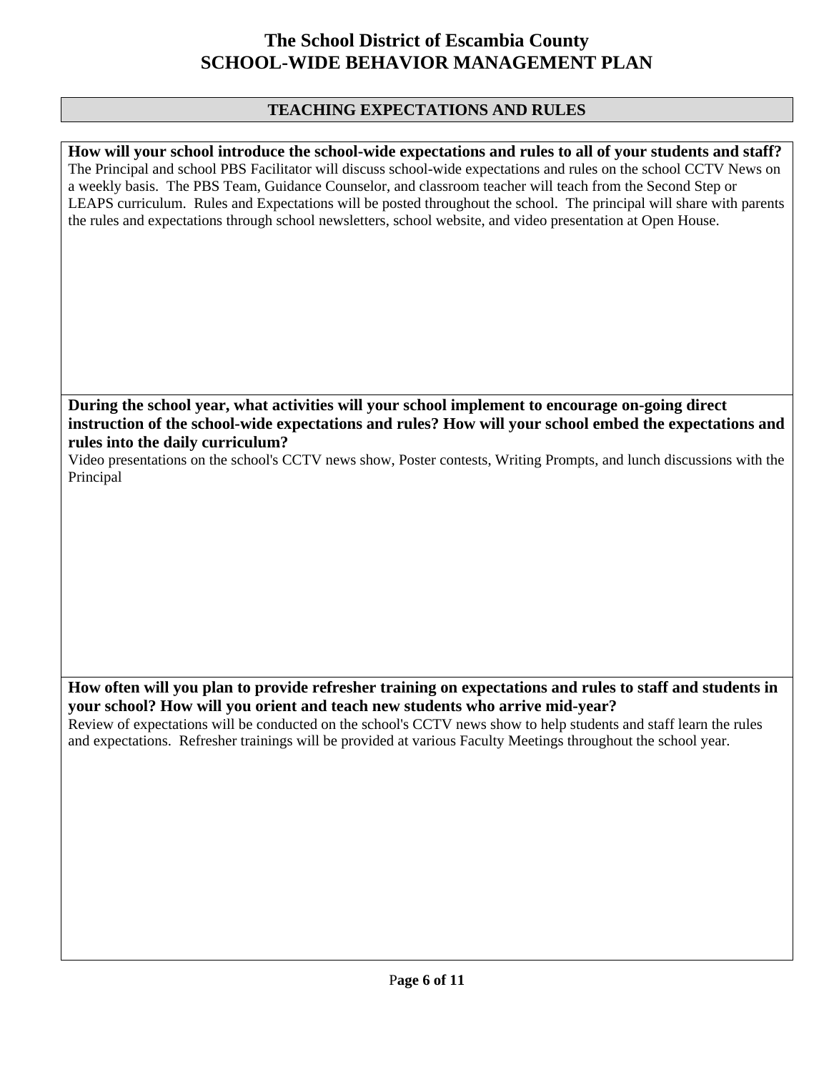# The School District of Escambia County
# SCHOOL-WIDE BEHAVIOR MANAGEMENT PLAN

## TEACHING EXPECTATIONS AND RULES

**How will your school introduce the school-wide expectations and rules to all of your students and staff?**

The Principal and school PBS Facilitator will discuss school-wide expectations and rules on the school CCTV News on a weekly basis. The PBS Team, Guidance Counselor, and classroom teacher will teach from the Second Step or LEAPS curriculum. Rules and Expectations will be posted throughout the school. The principal will share with parents the rules and expectations through school newsletters, school website, and video presentation at Open House.

**During the school year, what activities will your school implement to encourage on-going direct instruction of the school-wide expectations and rules? How will your school embed the expectations and rules into the daily curriculum?**

Video presentations on the school's CCTV news show, Poster contests, Writing Prompts, and lunch discussions with the Principal

**How often will you plan to provide refresher training on expectations and rules to staff and students in your school? How will you orient and teach new students who arrive mid-year?**

Review of expectations will be conducted on the school's CCTV news show to help students and staff learn the rules and expectations. Refresher trainings will be provided at various Faculty Meetings throughout the school year.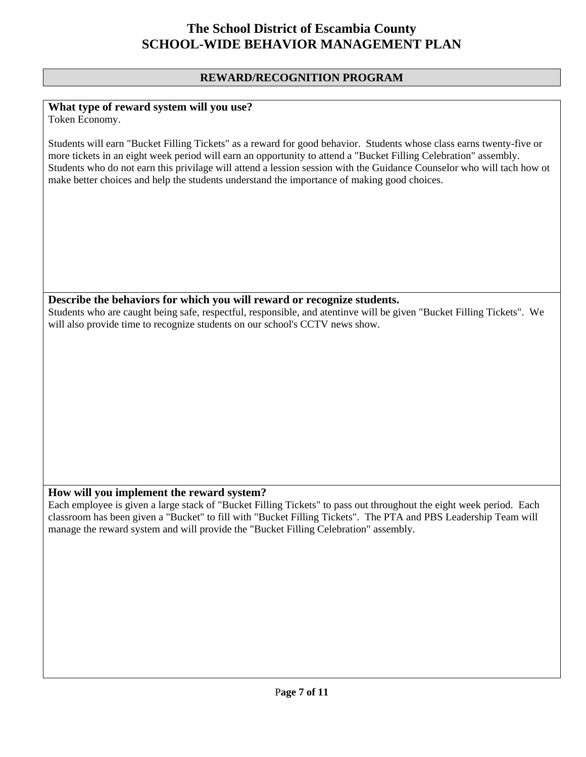# The School District of Escambia County
# SCHOOL-WIDE BEHAVIOR MANAGEMENT PLAN

## REWARD/RECOGNITION PROGRAM

**What type of reward system will you use?**

Token Economy.

Students will earn "Bucket Filling Tickets" as a reward for good behavior. Students whose class earns twenty-five or more tickets in an eight week period will earn an opportunity to attend a "Bucket Filling Celebration" assembly. Students who do not earn this privilage will attend a lession session with the Guidance Counselor who will tach how ot make better choices and help the students understand the importance of making good choices.

**Describe the behaviors for which you will reward or recognize students.**

Students who are caught being safe, respectful, responsible, and atentinve will be given "Bucket Filling Tickets". We will also provide time to recognize students on our school's CCTV news show.

**How will you implement the reward system?**

Each employee is given a large stack of "Bucket Filling Tickets" to pass out throughout the eight week period. Each classroom has been given a "Bucket" to fill with "Bucket Filling Tickets". The PTA and PBS Leadership Team will manage the reward system and will provide the "Bucket Filling Celebration" assembly.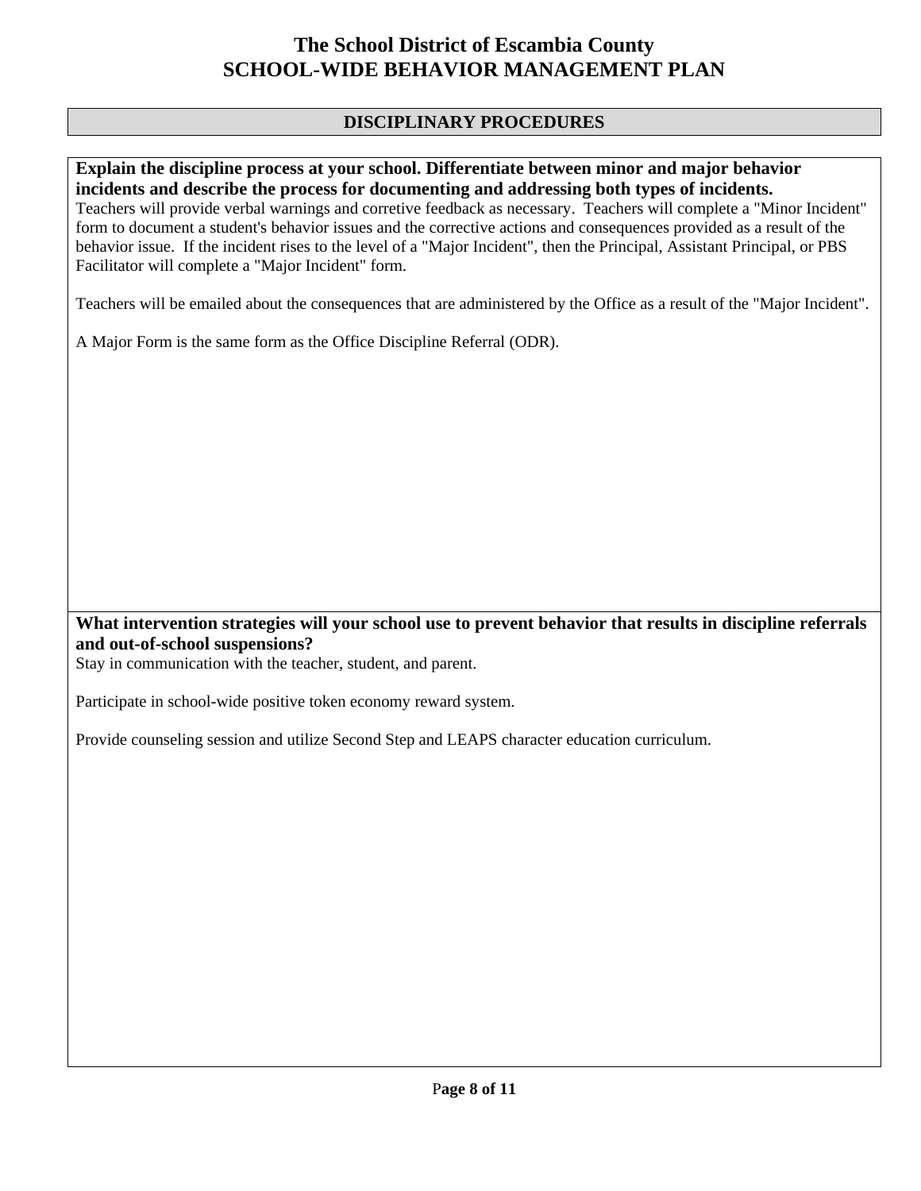# The School District of Escambia County
# SCHOOL-WIDE BEHAVIOR MANAGEMENT PLAN

## DISCIPLINARY PROCEDURES

**Explain the discipline process at your school. Differentiate between minor and major behavior incidents and describe the process for documenting and addressing both types of incidents.**

Teachers will provide verbal warnings and coretive feedback as necessary. Teachers will complete a "Minor Incident" form to document a student's behavior issues and the corrective actions and consequences provided as a result of the behavior issue. If the incident rises to the level of a "Major Incident", then the Principal, Assistant Principal, or PBS Facilitator will complete a "Major Incident" form.

Teachers will be emailed about the consequences that are administered by the Office as a result of the "Major Incident".

A Major Form is the same form as the Office Discipline Referral (ODR).

**What intervention strategies will your school use to prevent behavior that results in discipline referrals and out-of-school suspensions?**

Stay in communication with the teacher, student, and parent.

Participate in school-wide positive token economy reward system.

Provide counseling session and utilize Second Step and LEAPS character education curriculum.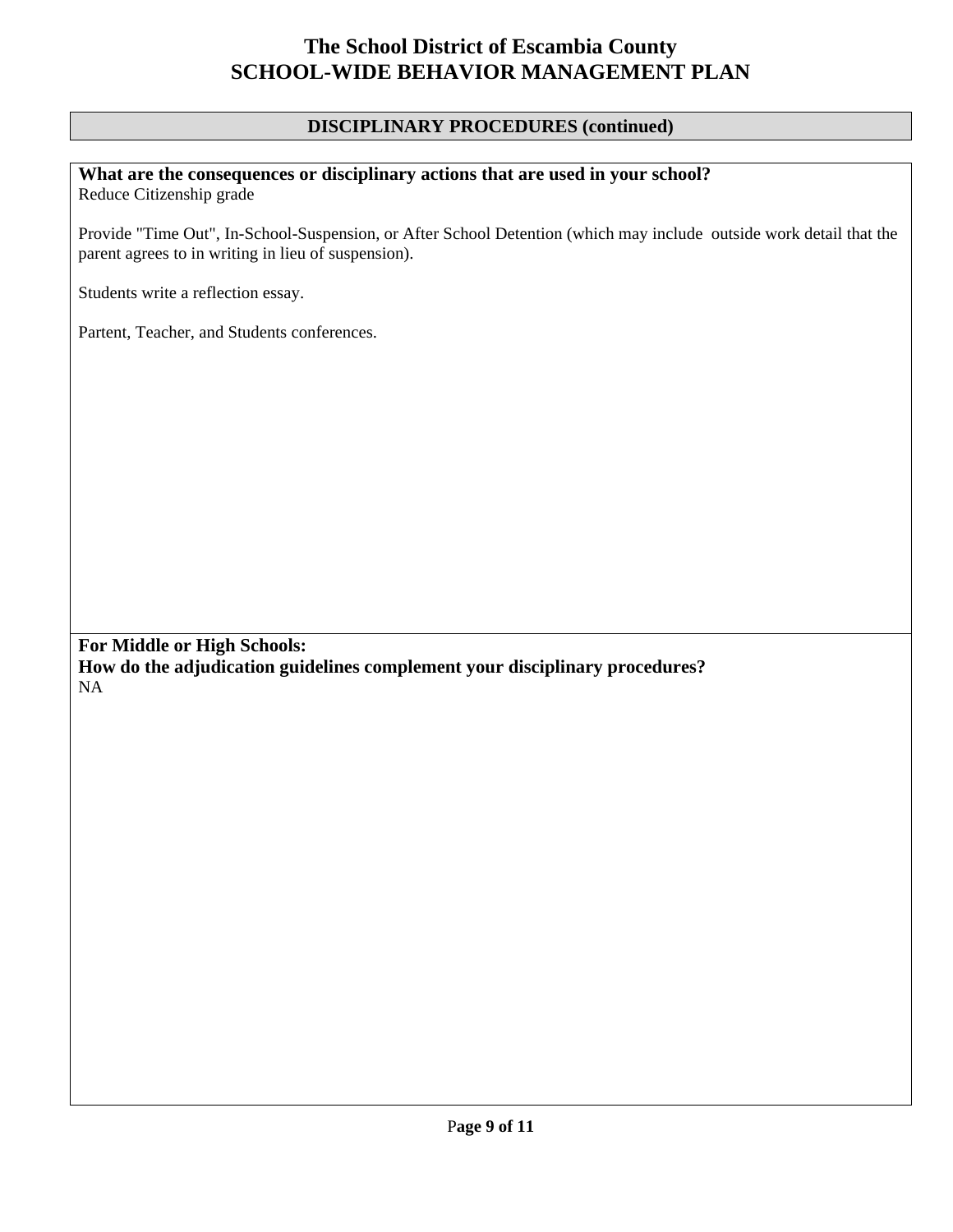# The School District of Escambia County
# SCHOOL-WIDE BEHAVIOR MANAGEMENT PLAN

## DISCIPLINARY PROCEDURES (continued)

**What are the consequences or disciplinary actions that are used in your school?**

Reduce Citizenship grade

Provide "Time Out", In-School-Suspension, or After School Detention (which may include outside work detail that the parent agrees to in writing in lieu of suspension).

Students write a reflection essay.

Partent, Teacher, and Students conferences.

**For Middle or High Schools:**
**How do the adjudication guidelines complement your disciplinary procedures?**

NA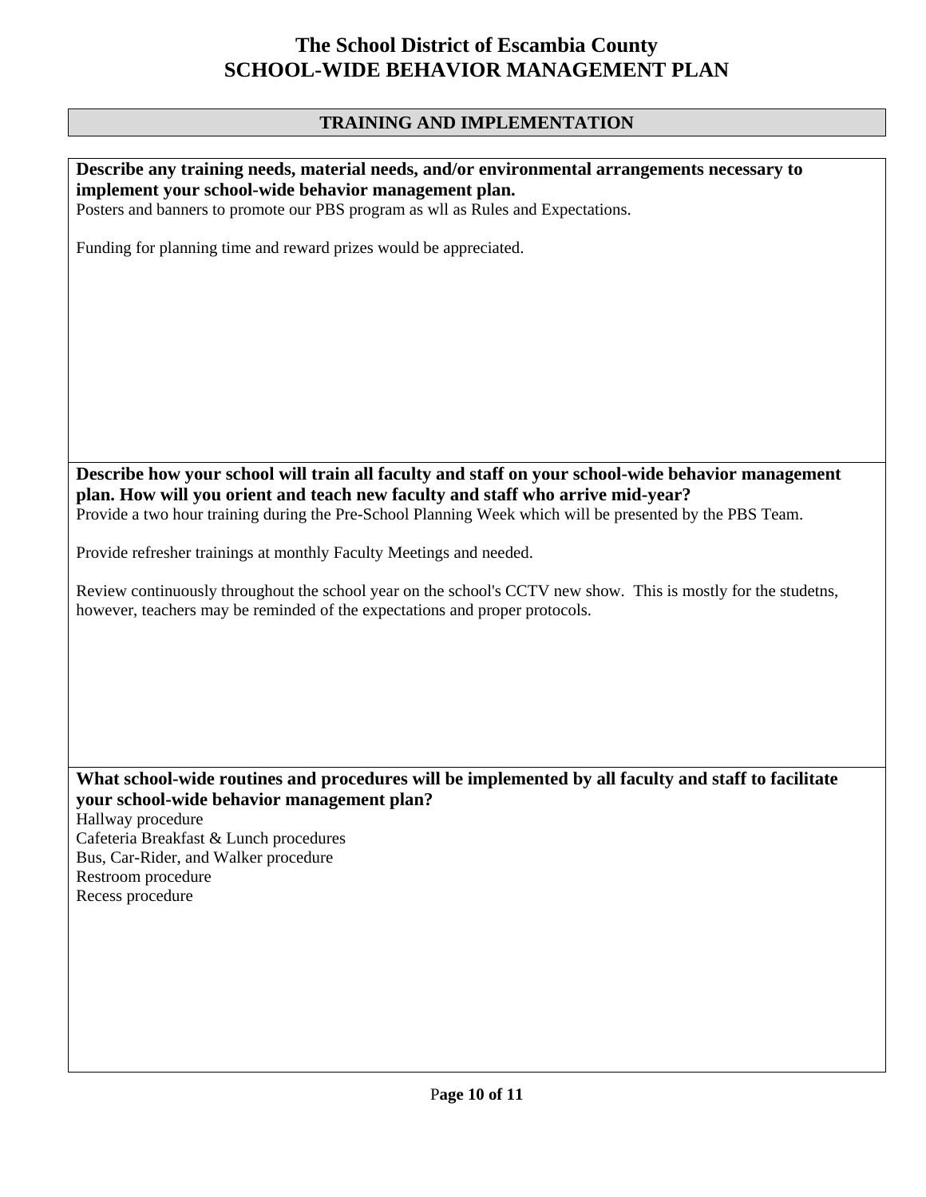# The School District of Escambia County
# SCHOOL-WIDE BEHAVIOR MANAGEMENT PLAN

## TRAINING AND IMPLEMENTATION

**Describe any training needs, material needs, and/or environmental arrangements necessary to implement your school-wide behavior management plan.**

Posters and banners to promote our PBS program as wll as Rules and Expectations.

Funding for planning time and reward prizes would be appreciated.

**Describe how your school will train all faculty and staff on your school-wide behavior management plan. How will you orient and teach new faculty and staff who arrive mid-year?**

Provide a two hour training during the Pre-School Planning Week which will be presented by the PBS Team.

Provide refresher trainings at monthly Faculty Meetings and needed.

Review continuously throughout the school year on the school's CCTV new show. This is mostly for the studetns, however, teachers may be reminded of the expectations and proper protocols.

**What school-wide routines and procedures will be implemented by all faculty and staff to facilitate your school-wide behavior management plan?**

Hallway procedure
Cafeteria Breakfast & Lunch procedures
Bus, Car-Rider, and Walker procedure
Restroom procedure
Recess procedure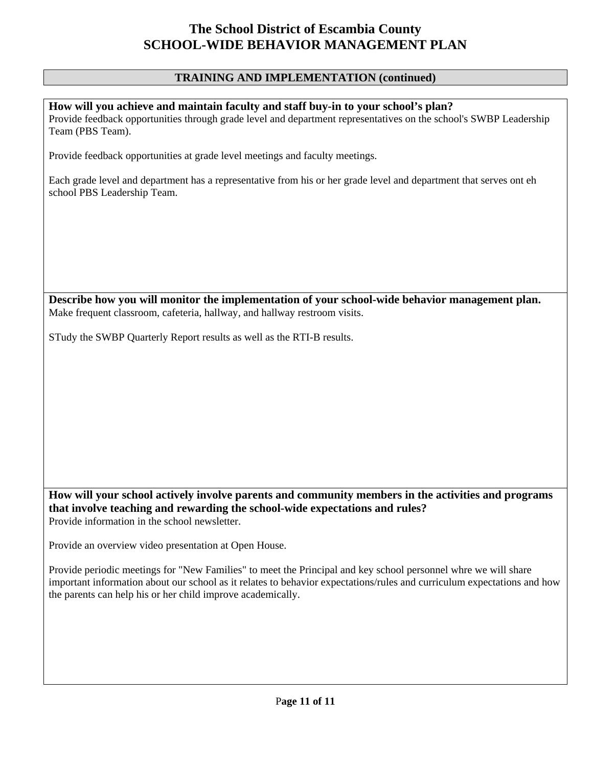# The School District of Escambia County
# SCHOOL-WIDE BEHAVIOR MANAGEMENT PLAN

## TRAINING AND IMPLEMENTATION (continued)

**How will you achieve and maintain faculty and staff buy-in to your school's plan?**

Provide feedback opportunities through grade level and department representatives on the school's SWBP Leadership Team (PBS Team).

Provide feedback opportunities at grade level meetings and faculty meetings.

Each grade level and department has a representative from his or her grade level and department that serves ont eh school PBS Leadership Team.

**Describe how you will monitor the implementation of your school-wide behavior management plan.**

Make frequent classroom, cafeteria, hallway, and hallway restroom visits.

STudy the SWBP Quarterly Report results as well as the RTI-B results.

**How will your school actively involve parents and community members in the activities and programs that involve teaching and rewarding the school-wide expectations and rules?**

Provide information in the school newsletter.

Provide an overview video presentation at Open House.

Provide periodic meetings for "New Families" to meet the Principal and key school personnel whre we will share important information about our school as it relates to behavior expectations/rules and curriculum expectations and how the parents can help his or her child improve academically.